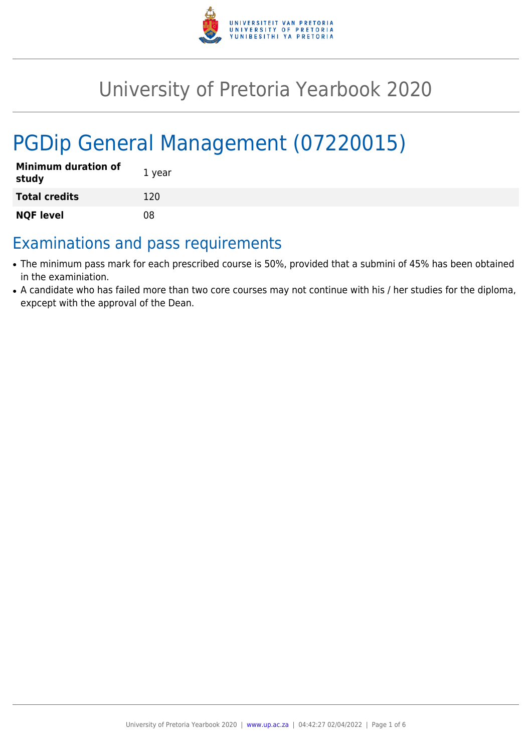# University of Pretoria Yearbook 2020

# PGDip General Management (07220015)

| | |
|---|---|
| **Minimum duration of study** | 1 year |
| **Total credits** | 120 |
| **NQF level** | 08 |

## Examinations and pass requirements

- The minimum pass mark for each prescribed course is 50%, provided that a submini of 45% has been obtained in the examiniation.
- A candidate who has failed more than two core courses may not continue with his / her studies for the diploma, expcept with the approval of the Dean.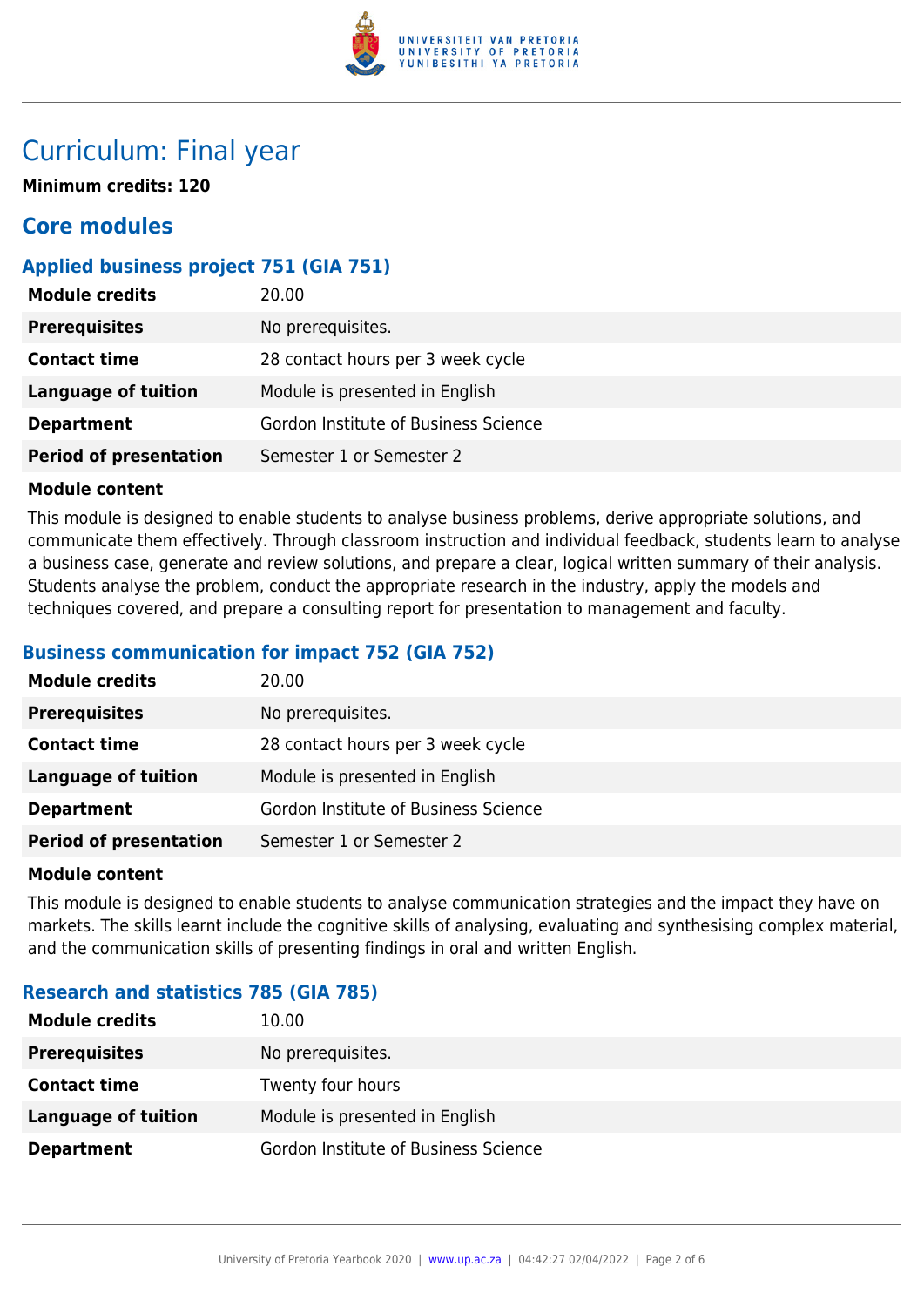# Curriculum: Final year

**Minimum credits: 120**

## Core modules

### Applied business project 751 (GIA 751)

| | |
|---|---|
| **Module credits** | 20.00 |
| **Prerequisites** | No prerequisites. |
| **Contact time** | 28 contact hours per 3 week cycle |
| **Language of tuition** | Module is presented in English |
| **Department** | Gordon Institute of Business Science |
| **Period of presentation** | Semester 1 or Semester 2 |

**Module content**

This module is designed to enable students to analyse business problems, derive appropriate solutions, and communicate them effectively. Through classroom instruction and individual feedback, students learn to analyse a business case, generate and review solutions, and prepare a clear, logical written summary of their analysis. Students analyse the problem, conduct the appropriate research in the industry, apply the models and techniques covered, and prepare a consulting report for presentation to management and faculty.

### Business communication for impact 752 (GIA 752)

| | |
|---|---|
| **Module credits** | 20.00 |
| **Prerequisites** | No prerequisites. |
| **Contact time** | 28 contact hours per 3 week cycle |
| **Language of tuition** | Module is presented in English |
| **Department** | Gordon Institute of Business Science |
| **Period of presentation** | Semester 1 or Semester 2 |

**Module content**

This module is designed to enable students to analyse communication strategies and the impact they have on markets. The skills learnt include the cognitive skills of analysing, evaluating and synthesising complex material, and the communication skills of presenting findings in oral and written English.

### Research and statistics 785 (GIA 785)

| | |
|---|---|
| **Module credits** | 10.00 |
| **Prerequisites** | No prerequisites. |
| **Contact time** | Twenty four hours |
| **Language of tuition** | Module is presented in English |
| **Department** | Gordon Institute of Business Science |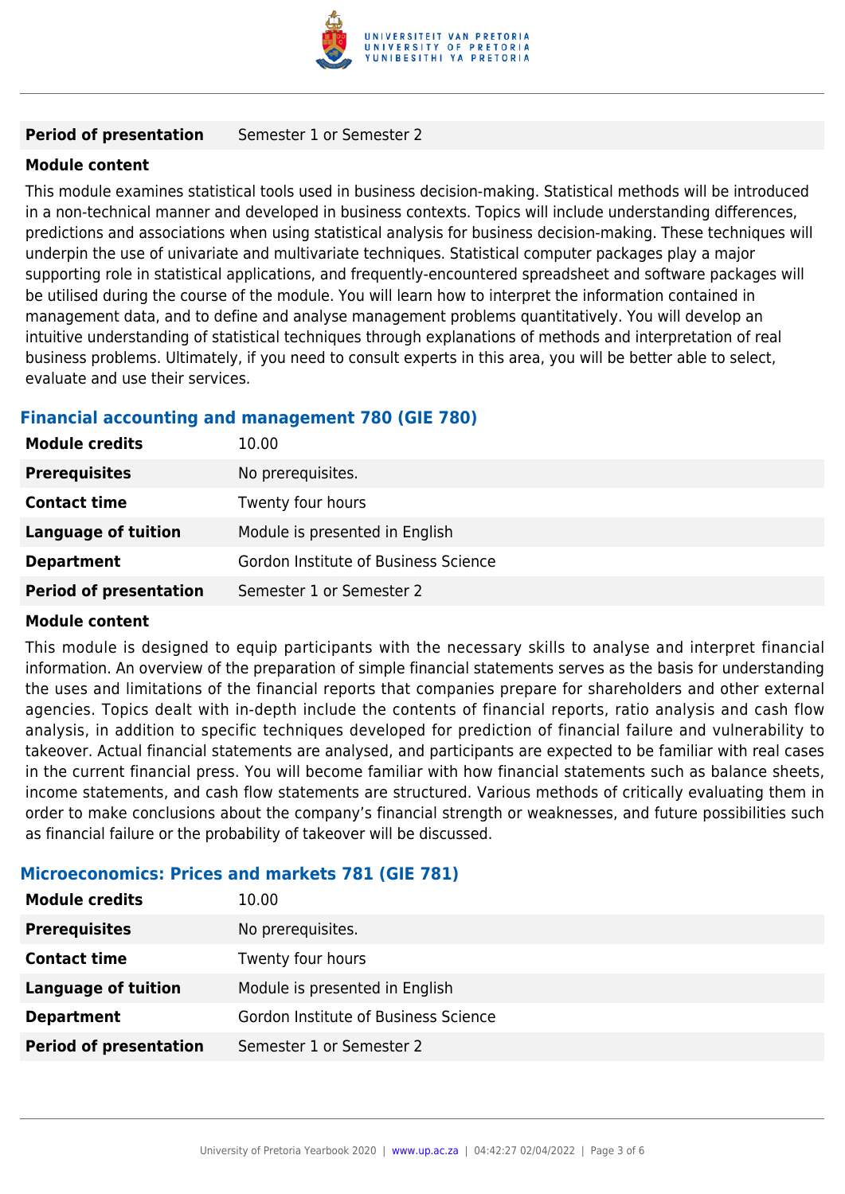| | |
|---|---|
| **Period of presentation** | Semester 1 or Semester 2 |

**Module content**

This module examines statistical tools used in business decision-making. Statistical methods will be introduced in a non-technical manner and developed in business contexts. Topics will include understanding differences, predictions and associations when using statistical analysis for business decision-making. These techniques will underpin the use of univariate and multivariate techniques. Statistical computer packages play a major supporting role in statistical applications, and frequently-encountered spreadsheet and software packages will be utilised during the course of the module. You will learn how to interpret the information contained in management data, and to define and analyse management problems quantitatively. You will develop an intuitive understanding of statistical techniques through explanations of methods and interpretation of real business problems. Ultimately, if you need to consult experts in this area, you will be better able to select, evaluate and use their services.

### Financial accounting and management 780 (GIE 780)

| | |
|---|---|
| **Module credits** | 10.00 |
| **Prerequisites** | No prerequisites. |
| **Contact time** | Twenty four hours |
| **Language of tuition** | Module is presented in English |
| **Department** | Gordon Institute of Business Science |
| **Period of presentation** | Semester 1 or Semester 2 |

**Module content**

This module is designed to equip participants with the necessary skills to analyse and interpret financial information. An overview of the preparation of simple financial statements serves as the basis for understanding the uses and limitations of the financial reports that companies prepare for shareholders and other external agencies. Topics dealt with in-depth include the contents of financial reports, ratio analysis and cash flow analysis, in addition to specific techniques developed for prediction of financial failure and vulnerability to takeover. Actual financial statements are analysed, and participants are expected to be familiar with real cases in the current financial press. You will become familiar with how financial statements such as balance sheets, income statements, and cash flow statements are structured. Various methods of critically evaluating them in order to make conclusions about the company's financial strength or weaknesses, and future possibilities such as financial failure or the probability of takeover will be discussed.

### Microeconomics: Prices and markets 781 (GIE 781)

| | |
|---|---|
| **Module credits** | 10.00 |
| **Prerequisites** | No prerequisites. |
| **Contact time** | Twenty four hours |
| **Language of tuition** | Module is presented in English |
| **Department** | Gordon Institute of Business Science |
| **Period of presentation** | Semester 1 or Semester 2 |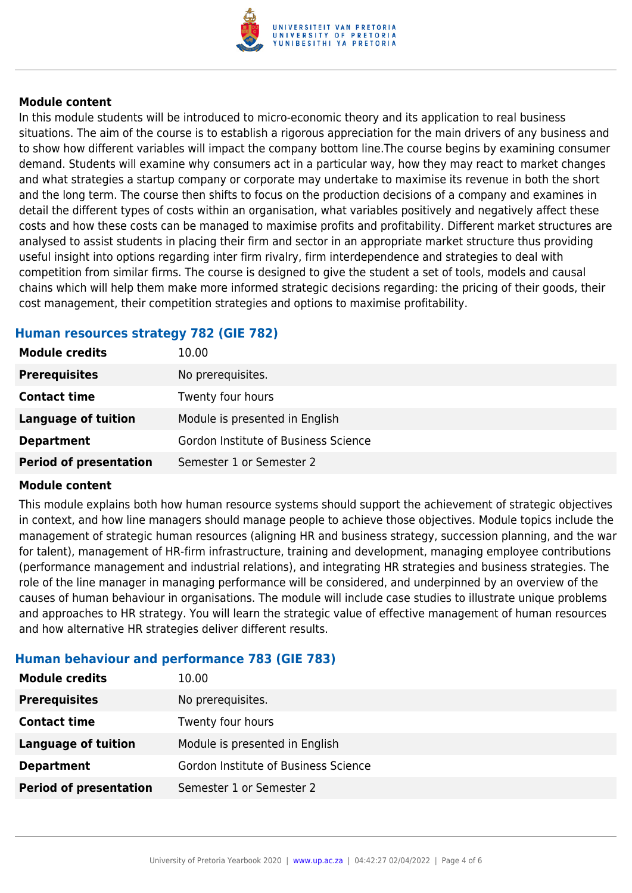**Module content**

In this module students will be introduced to micro-economic theory and its application to real business situations. The aim of the course is to establish a rigorous appreciation for the main drivers of any business and to show how different variables will impact the company bottom line.The course begins by examining consumer demand. Students will examine why consumers act in a particular way, how they may react to market changes and what strategies a startup company or corporate may undertake to maximise its revenue in both the short and the long term. The course then shifts to focus on the production decisions of a company and examines in detail the different types of costs within an organisation, what variables positively and negatively affect these costs and how these costs can be managed to maximise profits and profitability. Different market structures are analysed to assist students in placing their firm and sector in an appropriate market structure thus providing useful insight into options regarding inter firm rivalry, firm interdependence and strategies to deal with competition from similar firms. The course is designed to give the student a set of tools, models and causal chains which will help them make more informed strategic decisions regarding: the pricing of their goods, their cost management, their competition strategies and options to maximise profitability.

### Human resources strategy 782 (GIE 782)

| | |
|---|---|
| **Module credits** | 10.00 |
| **Prerequisites** | No prerequisites. |
| **Contact time** | Twenty four hours |
| **Language of tuition** | Module is presented in English |
| **Department** | Gordon Institute of Business Science |
| **Period of presentation** | Semester 1 or Semester 2 |

**Module content**

This module explains both how human resource systems should support the achievement of strategic objectives in context, and how line managers should manage people to achieve those objectives. Module topics include the management of strategic human resources (aligning HR and business strategy, succession planning, and the war for talent), management of HR-firm infrastructure, training and development, managing employee contributions (performance management and industrial relations), and integrating HR strategies and business strategies. The role of the line manager in managing performance will be considered, and underpinned by an overview of the causes of human behaviour in organisations. The module will include case studies to illustrate unique problems and approaches to HR strategy. You will learn the strategic value of effective management of human resources and how alternative HR strategies deliver different results.

### Human behaviour and performance 783 (GIE 783)

| | |
|---|---|
| **Module credits** | 10.00 |
| **Prerequisites** | No prerequisites. |
| **Contact time** | Twenty four hours |
| **Language of tuition** | Module is presented in English |
| **Department** | Gordon Institute of Business Science |
| **Period of presentation** | Semester 1 or Semester 2 |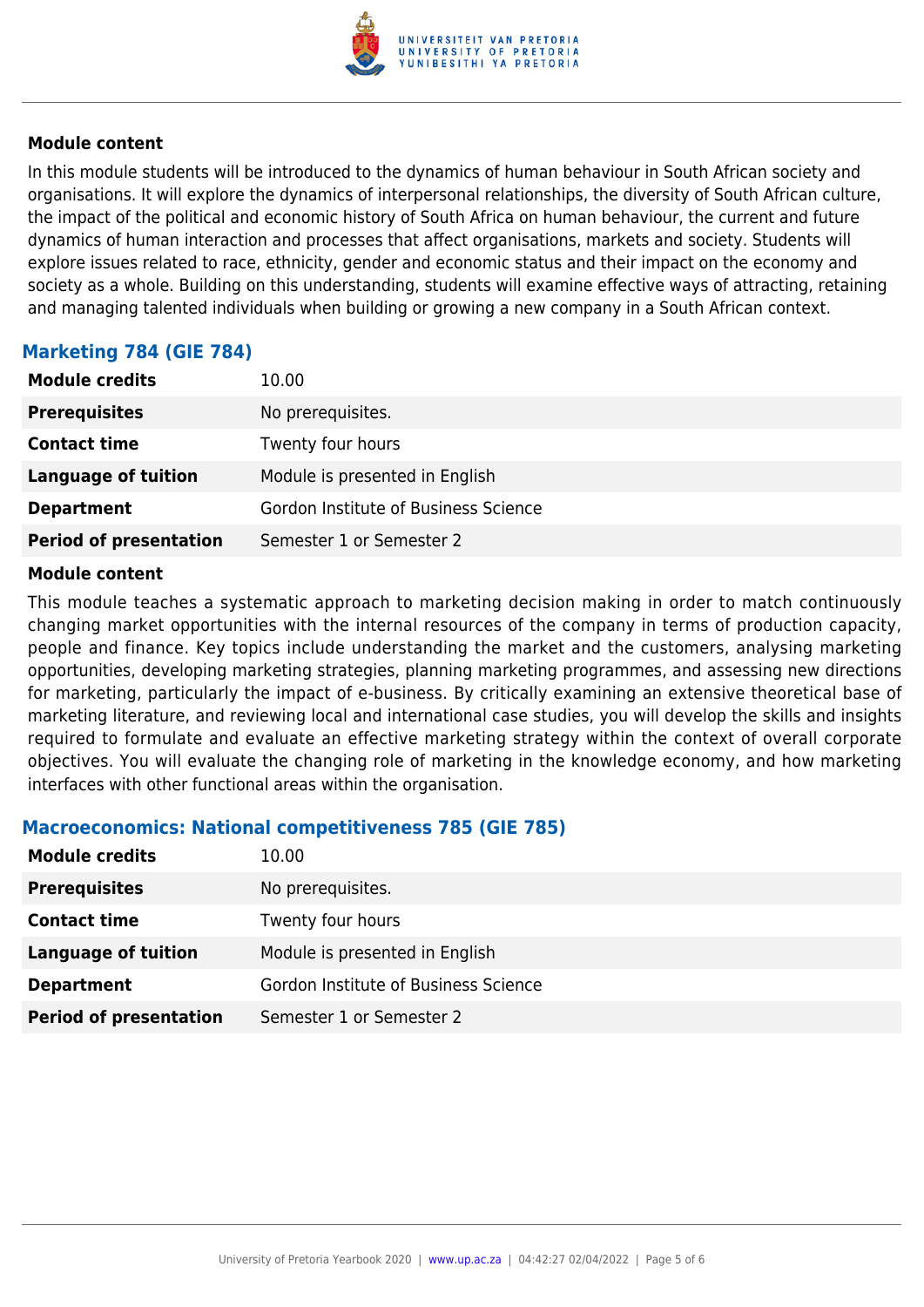#### Module content

In this module students will be introduced to the dynamics of human behaviour in South African society and organisations. It will explore the dynamics of interpersonal relationships, the diversity of South African culture, the impact of the political and economic history of South Africa on human behaviour, the current and future dynamics of human interaction and processes that affect organisations, markets and society. Students will explore issues related to race, ethnicity, gender and economic status and their impact on the economy and society as a whole. Building on this understanding, students will examine effective ways of attracting, retaining and managing talented individuals when building or growing a new company in a South African context.

### Marketing 784 (GIE 784)

| | |
|---|---|
| **Module credits** | 10.00 |
| **Prerequisites** | No prerequisites. |
| **Contact time** | Twenty four hours |
| **Language of tuition** | Module is presented in English |
| **Department** | Gordon Institute of Business Science |
| **Period of presentation** | Semester 1 or Semester 2 |

#### Module content

This module teaches a systematic approach to marketing decision making in order to match continuously changing market opportunities with the internal resources of the company in terms of production capacity, people and finance. Key topics include understanding the market and the customers, analysing marketing opportunities, developing marketing strategies, planning marketing programmes, and assessing new directions for marketing, particularly the impact of e-business. By critically examining an extensive theoretical base of marketing literature, and reviewing local and international case studies, you will develop the skills and insights required to formulate and evaluate an effective marketing strategy within the context of overall corporate objectives. You will evaluate the changing role of marketing in the knowledge economy, and how marketing interfaces with other functional areas within the organisation.

### Macroeconomics: National competitiveness 785 (GIE 785)

| | |
|---|---|
| **Module credits** | 10.00 |
| **Prerequisites** | No prerequisites. |
| **Contact time** | Twenty four hours |
| **Language of tuition** | Module is presented in English |
| **Department** | Gordon Institute of Business Science |
| **Period of presentation** | Semester 1 or Semester 2 |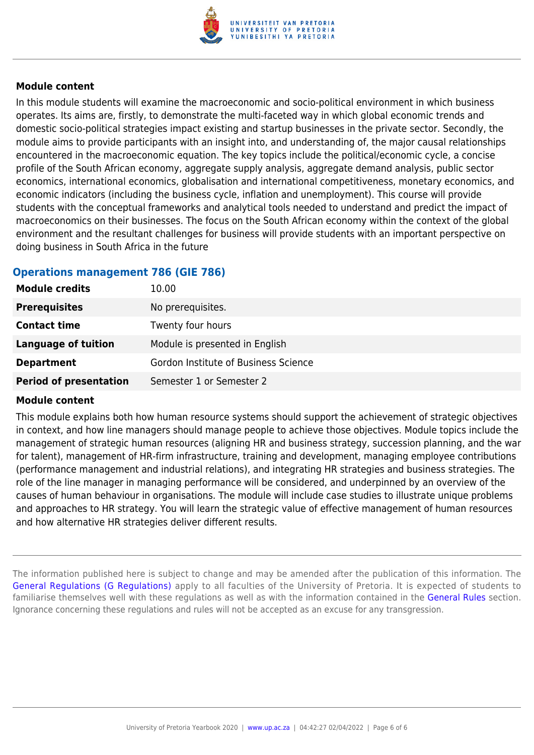#### Module content

In this module students will examine the macroeconomic and socio-political environment in which business operates. Its aims are, firstly, to demonstrate the multi-faceted way in which global economic trends and domestic socio-political strategies impact existing and startup businesses in the private sector. Secondly, the module aims to provide participants with an insight into, and understanding of, the major causal relationships encountered in the macroeconomic equation. The key topics include the political/economic cycle, a concise profile of the South African economy, aggregate supply analysis, aggregate demand analysis, public sector economics, international economics, globalisation and international competitiveness, monetary economics, and economic indicators (including the business cycle, inflation and unemployment). This course will provide students with the conceptual frameworks and analytical tools needed to understand and predict the impact of macroeconomics on their businesses. The focus on the South African economy within the context of the global environment and the resultant challenges for business will provide students with an important perspective on doing business in South Africa in the future

### Operations management 786 (GIE 786)

| | |
|---|---|
| **Module credits** | 10.00 |
| **Prerequisites** | No prerequisites. |
| **Contact time** | Twenty four hours |
| **Language of tuition** | Module is presented in English |
| **Department** | Gordon Institute of Business Science |
| **Period of presentation** | Semester 1 or Semester 2 |

#### Module content

This module explains both how human resource systems should support the achievement of strategic objectives in context, and how line managers should manage people to achieve those objectives. Module topics include the management of strategic human resources (aligning HR and business strategy, succession planning, and the war for talent), management of HR-firm infrastructure, training and development, managing employee contributions (performance management and industrial relations), and integrating HR strategies and business strategies. The role of the line manager in managing performance will be considered, and underpinned by an overview of the causes of human behaviour in organisations. The module will include case studies to illustrate unique problems and approaches to HR strategy. You will learn the strategic value of effective management of human resources and how alternative HR strategies deliver different results.

The information published here is subject to change and may be amended after the publication of this information. The General Regulations (G Regulations) apply to all faculties of the University of Pretoria. It is expected of students to familiarise themselves well with these regulations as well as with the information contained in the General Rules section. Ignorance concerning these regulations and rules will not be accepted as an excuse for any transgression.